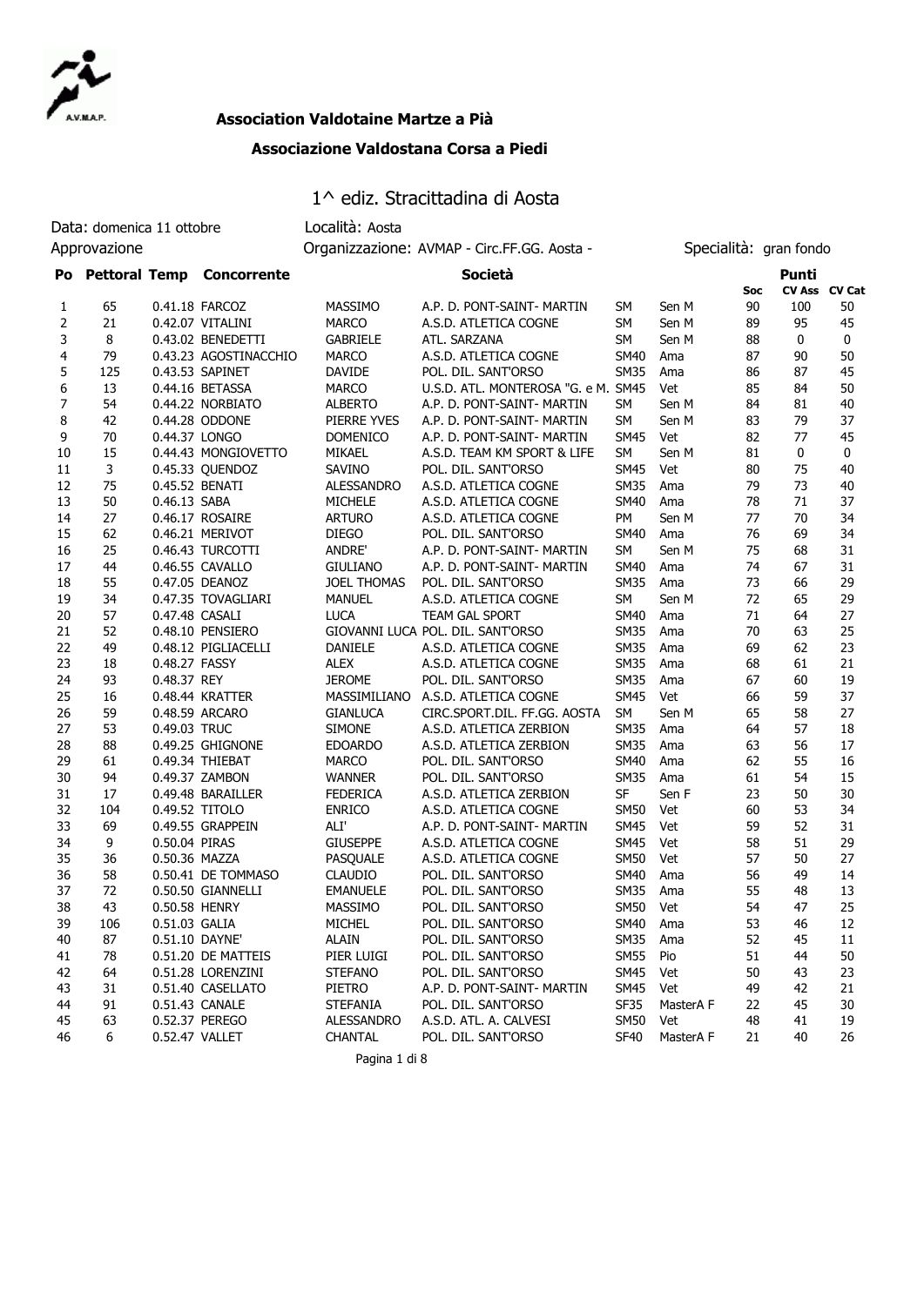**Association Valdotaine Martze a Pià**

**Associazione Valdostana Corsa a Piedi**

# 1^ ediz. Stracittadina di Aosta

Data: domenica 11 ottobre | Località: Aosta

Approvazione | Organizzazione: AVMAP - Circ.FF.GG. Aosta - | Specialità: gran fondo

| Po | Pettoral | Temp | Concorrente | | Società | | | Punti Soc | CV Ass | CV Cat |
|---|---|---|---|---|---|---|---|---|---|---|
| 1 | 65 | 0.41.18 | FARCOZ | MASSIMO | A.P. D. PONT-SAINT- MARTIN | SM | Sen M | 90 | 100 | 50 |
| 2 | 21 | 0.42.07 | VITALINI | MARCO | A.S.D. ATLETICA COGNE | SM | Sen M | 89 | 95 | 45 |
| 3 | 8 | 0.43.02 | BENEDETTI | GABRIELE | ATL. SARZANA | SM | Sen M | 88 | 0 | 0 |
| 4 | 79 | 0.43.23 | AGOSTINACCHIO | MARCO | A.S.D. ATLETICA COGNE | SM40 | Ama | 87 | 90 | 50 |
| 5 | 125 | 0.43.53 | SAPINET | DAVIDE | POL. DIL. SANT'ORSO | SM35 | Ama | 86 | 87 | 45 |
| 6 | 13 | 0.44.16 | BETASSA | MARCO | U.S.D. ATL. MONTEROSA "G. e M. | SM45 | Vet | 85 | 84 | 50 |
| 7 | 54 | 0.44.22 | NORBIATO | ALBERTO | A.P. D. PONT-SAINT- MARTIN | SM | Sen M | 84 | 81 | 40 |
| 8 | 42 | 0.44.28 | ODDONE | PIERRE YVES | A.P. D. PONT-SAINT- MARTIN | SM | Sen M | 83 | 79 | 37 |
| 9 | 70 | 0.44.37 | LONGO | DOMENICO | A.P. D. PONT-SAINT- MARTIN | SM45 | Vet | 82 | 77 | 45 |
| 10 | 15 | 0.44.43 | MONGIOVETTO | MIKAEL | A.S.D. TEAM KM SPORT & LIFE | SM | Sen M | 81 | 0 | 0 |
| 11 | 3 | 0.45.33 | QUENDOZ | SAVINO | POL. DIL. SANT'ORSO | SM45 | Vet | 80 | 75 | 40 |
| 12 | 75 | 0.45.52 | BENATI | ALESSANDRO | A.S.D. ATLETICA COGNE | SM35 | Ama | 79 | 73 | 40 |
| 13 | 50 | 0.46.13 | SABA | MICHELE | A.S.D. ATLETICA COGNE | SM40 | Ama | 78 | 71 | 37 |
| 14 | 27 | 0.46.17 | ROSAIRE | ARTURO | A.S.D. ATLETICA COGNE | PM | Sen M | 77 | 70 | 34 |
| 15 | 62 | 0.46.21 | MERIVOT | DIEGO | POL. DIL. SANT'ORSO | SM40 | Ama | 76 | 69 | 34 |
| 16 | 25 | 0.46.43 | TURCOTTI | ANDRE' | A.P. D. PONT-SAINT- MARTIN | SM | Sen M | 75 | 68 | 31 |
| 17 | 44 | 0.46.55 | CAVALLO | GIULIANO | A.P. D. PONT-SAINT- MARTIN | SM40 | Ama | 74 | 67 | 31 |
| 18 | 55 | 0.47.05 | DEANOZ | JOEL THOMAS | POL. DIL. SANT'ORSO | SM35 | Ama | 73 | 66 | 29 |
| 19 | 34 | 0.47.35 | TOVAGLIARI | MANUEL | A.S.D. ATLETICA COGNE | SM | Sen M | 72 | 65 | 29 |
| 20 | 57 | 0.47.48 | CASALI | LUCA | TEAM GAL SPORT | SM40 | Ama | 71 | 64 | 27 |
| 21 | 52 | 0.48.10 | PENSIERO | GIOVANNI LUCA | POL. DIL. SANT'ORSO | SM35 | Ama | 70 | 63 | 25 |
| 22 | 49 | 0.48.12 | PIGLIACELLI | DANIELE | A.S.D. ATLETICA COGNE | SM35 | Ama | 69 | 62 | 23 |
| 23 | 18 | 0.48.27 | FASSY | ALEX | A.S.D. ATLETICA COGNE | SM35 | Ama | 68 | 61 | 21 |
| 24 | 93 | 0.48.37 | REY | JEROME | POL. DIL. SANT'ORSO | SM35 | Ama | 67 | 60 | 19 |
| 25 | 16 | 0.48.44 | KRATTER | MASSIMILIANO | A.S.D. ATLETICA COGNE | SM45 | Vet | 66 | 59 | 37 |
| 26 | 59 | 0.48.59 | ARCARO | GIANLUCA | CIRC.SPORT.DIL. FF.GG. AOSTA | SM | Sen M | 65 | 58 | 27 |
| 27 | 53 | 0.49.03 | TRUC | SIMONE | A.S.D. ATLETICA ZERBION | SM35 | Ama | 64 | 57 | 18 |
| 28 | 88 | 0.49.25 | GHIGNONE | EDOARDO | A.S.D. ATLETICA ZERBION | SM35 | Ama | 63 | 56 | 17 |
| 29 | 61 | 0.49.34 | THIEBAT | MARCO | POL. DIL. SANT'ORSO | SM40 | Ama | 62 | 55 | 16 |
| 30 | 94 | 0.49.37 | ZAMBON | WANNER | POL. DIL. SANT'ORSO | SM35 | Ama | 61 | 54 | 15 |
| 31 | 17 | 0.49.48 | BARAILLER | FEDERICA | A.S.D. ATLETICA ZERBION | SF | Sen F | 23 | 50 | 30 |
| 32 | 104 | 0.49.52 | TITOLO | ENRICO | A.S.D. ATLETICA COGNE | SM50 | Vet | 60 | 53 | 34 |
| 33 | 69 | 0.49.55 | GRAPPEIN | ALI' | A.P. D. PONT-SAINT- MARTIN | SM45 | Vet | 59 | 52 | 31 |
| 34 | 9 | 0.50.04 | PIRAS | GIUSEPPE | A.S.D. ATLETICA COGNE | SM45 | Vet | 58 | 51 | 29 |
| 35 | 36 | 0.50.36 | MAZZA | PASQUALE | A.S.D. ATLETICA COGNE | SM50 | Vet | 57 | 50 | 27 |
| 36 | 58 | 0.50.41 | DE TOMMASO | CLAUDIO | POL. DIL. SANT'ORSO | SM40 | Ama | 56 | 49 | 14 |
| 37 | 72 | 0.50.50 | GIANNELLI | EMANUELE | POL. DIL. SANT'ORSO | SM35 | Ama | 55 | 48 | 13 |
| 38 | 43 | 0.50.58 | HENRY | MASSIMO | POL. DIL. SANT'ORSO | SM50 | Vet | 54 | 47 | 25 |
| 39 | 106 | 0.51.03 | GALIA | MICHEL | POL. DIL. SANT'ORSO | SM40 | Ama | 53 | 46 | 12 |
| 40 | 87 | 0.51.10 | DAYNE' | ALAIN | POL. DIL. SANT'ORSO | SM35 | Ama | 52 | 45 | 11 |
| 41 | 78 | 0.51.20 | DE MATTEIS | PIER LUIGI | POL. DIL. SANT'ORSO | SM55 | Pio | 51 | 44 | 50 |
| 42 | 64 | 0.51.28 | LORENZINI | STEFANO | POL. DIL. SANT'ORSO | SM45 | Vet | 50 | 43 | 23 |
| 43 | 31 | 0.51.40 | CASELLATO | PIETRO | A.P. D. PONT-SAINT- MARTIN | SM45 | Vet | 49 | 42 | 21 |
| 44 | 91 | 0.51.43 | CANALE | STEFANIA | POL. DIL. SANT'ORSO | SF35 | MasterA F | 22 | 45 | 30 |
| 45 | 63 | 0.52.37 | PEREGO | ALESSANDRO | A.S.D. ATL. A. CALVESI | SM50 | Vet | 48 | 41 | 19 |
| 46 | 6 | 0.52.47 | VALLET | CHANTAL | POL. DIL. SANT'ORSO | SF40 | MasterA F | 21 | 40 | 26 |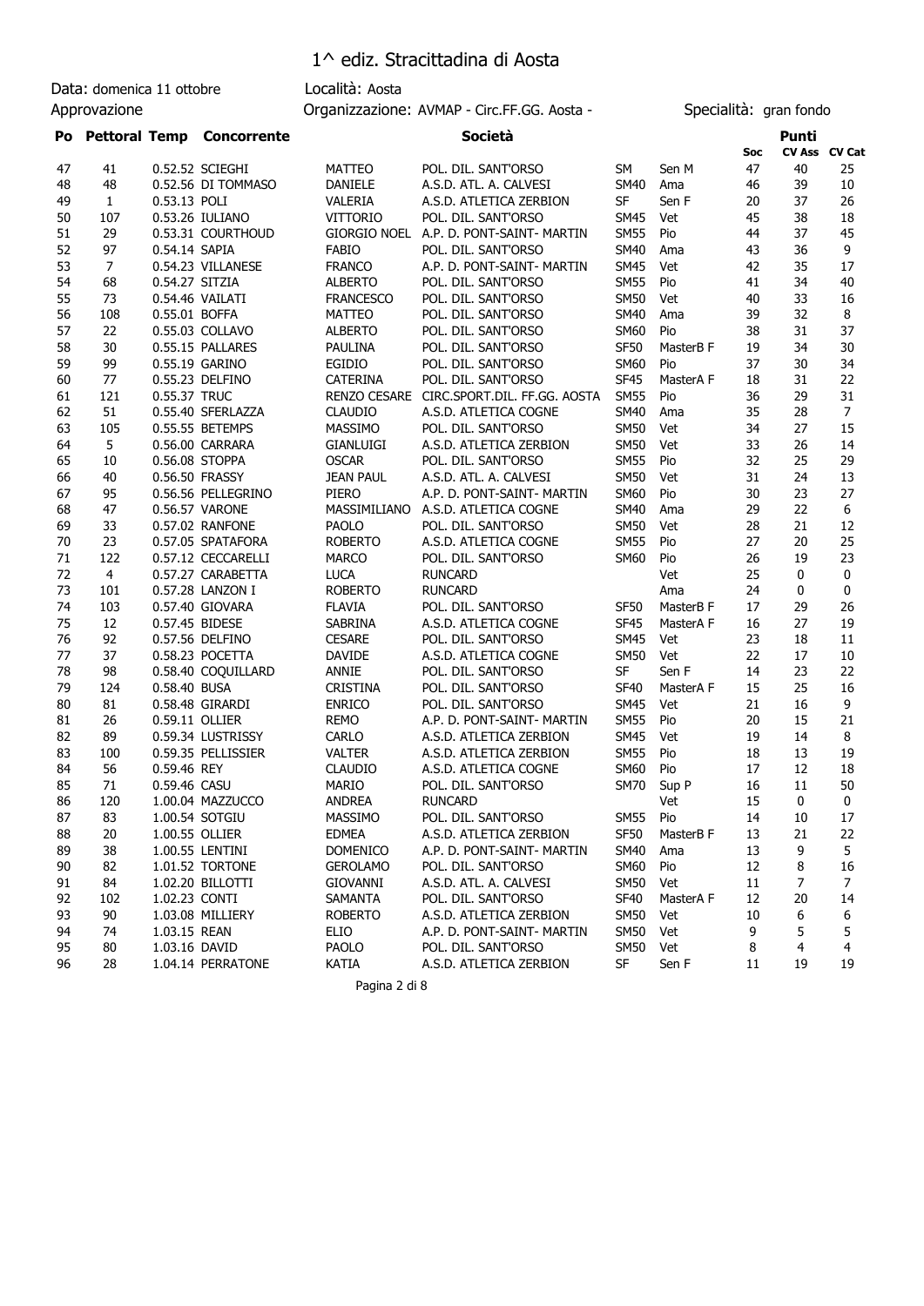# 1^ ediz. Stracittadina di Aosta

Data: domenica 11 ottobre | Località: Aosta
Approvazione | Organizzazione: AVMAP - Circ.FF.GG. Aosta - | Specialità: gran fondo

| Po | Pettoral | Temp | Concorrente | | Società | | | Punti Soc | CV Ass | CV Cat |
|---|---|---|---|---|---|---|---|---|---|---|
| 47 | 41 | 0.52.52 | SCIEGHI | MATTEO | POL. DIL. SANT'ORSO | SM | Sen M | 47 | 40 | 25 |
| 48 | 48 | 0.52.56 | DI TOMMASO | DANIELE | A.S.D. ATL. A. CALVESI | SM40 | Ama | 46 | 39 | 10 |
| 49 | 1 | 0.53.13 | POLI | VALERIA | A.S.D. ATLETICA ZERBION | SF | Sen F | 20 | 37 | 26 |
| 50 | 107 | 0.53.26 | IULIANO | VITTORIO | POL. DIL. SANT'ORSO | SM45 | Vet | 45 | 38 | 18 |
| 51 | 29 | 0.53.31 | COURTHOUD | GIORGIO NOEL | A.P. D. PONT-SAINT- MARTIN | SM55 | Pio | 44 | 37 | 45 |
| 52 | 97 | 0.54.14 | SAPIA | FABIO | POL. DIL. SANT'ORSO | SM40 | Ama | 43 | 36 | 9 |
| 53 | 7 | 0.54.23 | VILLANESE | FRANCO | A.P. D. PONT-SAINT- MARTIN | SM45 | Vet | 42 | 35 | 17 |
| 54 | 68 | 0.54.27 | SITZIA | ALBERTO | POL. DIL. SANT'ORSO | SM55 | Pio | 41 | 34 | 40 |
| 55 | 73 | 0.54.46 | VAILATI | FRANCESCO | POL. DIL. SANT'ORSO | SM50 | Vet | 40 | 33 | 16 |
| 56 | 108 | 0.55.01 | BOFFA | MATTEO | POL. DIL. SANT'ORSO | SM40 | Ama | 39 | 32 | 8 |
| 57 | 22 | 0.55.03 | COLLAVO | ALBERTO | POL. DIL. SANT'ORSO | SM60 | Pio | 38 | 31 | 37 |
| 58 | 30 | 0.55.15 | PALLARES | PAULINA | POL. DIL. SANT'ORSO | SF50 | MasterB F | 19 | 34 | 30 |
| 59 | 99 | 0.55.19 | GARINO | EGIDIO | POL. DIL. SANT'ORSO | SM60 | Pio | 37 | 30 | 34 |
| 60 | 77 | 0.55.23 | DELFINO | CATERINA | POL. DIL. SANT'ORSO | SF45 | MasterA F | 18 | 31 | 22 |
| 61 | 121 | 0.55.37 | TRUC | RENZO CESARE | CIRC.SPORT.DIL. FF.GG. AOSTA | SM55 | Pio | 36 | 29 | 31 |
| 62 | 51 | 0.55.40 | SFERLAZZA | CLAUDIO | A.S.D. ATLETICA COGNE | SM40 | Ama | 35 | 28 | 7 |
| 63 | 105 | 0.55.55 | BETEMPS | MASSIMO | POL. DIL. SANT'ORSO | SM50 | Vet | 34 | 27 | 15 |
| 64 | 5 | 0.56.00 | CARRARA | GIANLUIGI | A.S.D. ATLETICA ZERBION | SM50 | Vet | 33 | 26 | 14 |
| 65 | 10 | 0.56.08 | STOPPA | OSCAR | POL. DIL. SANT'ORSO | SM55 | Pio | 32 | 25 | 29 |
| 66 | 40 | 0.56.50 | FRASSY | JEAN PAUL | A.S.D. ATL. A. CALVESI | SM50 | Vet | 31 | 24 | 13 |
| 67 | 95 | 0.56.56 | PELLEGRINO | PIERO | A.P. D. PONT-SAINT- MARTIN | SM60 | Pio | 30 | 23 | 27 |
| 68 | 47 | 0.56.57 | VARONE | MASSIMILIANO | A.S.D. ATLETICA COGNE | SM40 | Ama | 29 | 22 | 6 |
| 69 | 33 | 0.57.02 | RANFONE | PAOLO | POL. DIL. SANT'ORSO | SM50 | Vet | 28 | 21 | 12 |
| 70 | 23 | 0.57.05 | SPATAFORA | ROBERTO | A.S.D. ATLETICA COGNE | SM55 | Pio | 27 | 20 | 25 |
| 71 | 122 | 0.57.12 | CECCARELLI | MARCO | POL. DIL. SANT'ORSO | SM60 | Pio | 26 | 19 | 23 |
| 72 | 4 | 0.57.27 | CARABETTA | LUCA | RUNCARD | | Vet | 25 | 0 | 0 |
| 73 | 101 | 0.57.28 | LANZON I | ROBERTO | RUNCARD | | Ama | 24 | 0 | 0 |
| 74 | 103 | 0.57.40 | GIOVARA | FLAVIA | POL. DIL. SANT'ORSO | SF50 | MasterB F | 17 | 29 | 26 |
| 75 | 12 | 0.57.45 | BIDESE | SABRINA | A.S.D. ATLETICA COGNE | SF45 | MasterA F | 16 | 27 | 19 |
| 76 | 92 | 0.57.56 | DELFINO | CESARE | POL. DIL. SANT'ORSO | SM45 | Vet | 23 | 18 | 11 |
| 77 | 37 | 0.58.23 | POCETTA | DAVIDE | A.S.D. ATLETICA COGNE | SM50 | Vet | 22 | 17 | 10 |
| 78 | 98 | 0.58.40 | COQUILLARD | ANNIE | POL. DIL. SANT'ORSO | SF | Sen F | 14 | 23 | 22 |
| 79 | 124 | 0.58.40 | BUSA | CRISTINA | POL. DIL. SANT'ORSO | SF40 | MasterA F | 15 | 25 | 16 |
| 80 | 81 | 0.58.48 | GIRARDI | ENRICO | POL. DIL. SANT'ORSO | SM45 | Vet | 21 | 16 | 9 |
| 81 | 26 | 0.59.11 | OLLIER | REMO | A.P. D. PONT-SAINT- MARTIN | SM55 | Pio | 20 | 15 | 21 |
| 82 | 89 | 0.59.34 | LUSTRISSY | CARLO | A.S.D. ATLETICA ZERBION | SM45 | Vet | 19 | 14 | 8 |
| 83 | 100 | 0.59.35 | PELLISSIER | VALTER | A.S.D. ATLETICA ZERBION | SM55 | Pio | 18 | 13 | 19 |
| 84 | 56 | 0.59.46 | REY | CLAUDIO | A.S.D. ATLETICA COGNE | SM60 | Pio | 17 | 12 | 18 |
| 85 | 71 | 0.59.46 | CASU | MARIO | POL. DIL. SANT'ORSO | SM70 | Sup P | 16 | 11 | 50 |
| 86 | 120 | 1.00.04 | MAZZUCCO | ANDREA | RUNCARD | | Vet | 15 | 0 | 0 |
| 87 | 83 | 1.00.54 | SOTGIU | MASSIMO | POL. DIL. SANT'ORSO | SM55 | Pio | 14 | 10 | 17 |
| 88 | 20 | 1.00.55 | OLLIER | EDMEA | A.S.D. ATLETICA ZERBION | SF50 | MasterB F | 13 | 21 | 22 |
| 89 | 38 | 1.00.55 | LENTINI | DOMENICO | A.P. D. PONT-SAINT- MARTIN | SM40 | Ama | 13 | 9 | 5 |
| 90 | 82 | 1.01.52 | TORTONE | GEROLAMO | POL. DIL. SANT'ORSO | SM60 | Pio | 12 | 8 | 16 |
| 91 | 84 | 1.02.20 | BILLOTTI | GIOVANNI | A.S.D. ATL. A. CALVESI | SM50 | Vet | 11 | 7 | 7 |
| 92 | 102 | 1.02.23 | CONTI | SAMANTA | POL. DIL. SANT'ORSO | SF40 | MasterA F | 12 | 20 | 14 |
| 93 | 90 | 1.03.08 | MILLIERY | ROBERTO | A.S.D. ATLETICA ZERBION | SM50 | Vet | 10 | 6 | 6 |
| 94 | 74 | 1.03.15 | REAN | ELIO | A.P. D. PONT-SAINT- MARTIN | SM50 | Vet | 9 | 5 | 5 |
| 95 | 80 | 1.03.16 | DAVID | PAOLO | POL. DIL. SANT'ORSO | SM50 | Vet | 8 | 4 | 4 |
| 96 | 28 | 1.04.14 | PERRATONE | KATIA | A.S.D. ATLETICA ZERBION | SF | Sen F | 11 | 19 | 19 |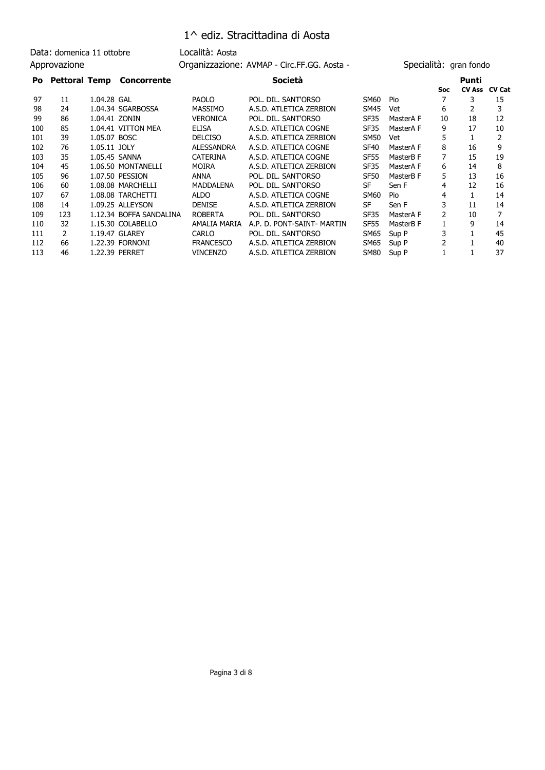# 1^ ediz. Stracittadina di Aosta

Data: domenica 11 ottobre | Località: Aosta
Approvazione | Organizzazione: AVMAP - Circ.FF.GG. Aosta - | Specialità: gran fondo

| Po | Pettoral | Temp | Concorrente | | Società | | | Punti | | |
|---|---|---|---|---|---|---|---|---|---|---|
| | | | | | | | | Soc | CV Ass | CV Cat |
| 97 | 11 | 1.04.28 | GAL | PAOLO | POL. DIL. SANT'ORSO | SM60 | Pio | 7 | 3 | 15 |
| 98 | 24 | 1.04.34 | SGARBOSSA | MASSIMO | A.S.D. ATLETICA ZERBION | SM45 | Vet | 6 | 2 | 3 |
| 99 | 86 | 1.04.41 | ZONIN | VERONICA | POL. DIL. SANT'ORSO | SF35 | MasterA F | 10 | 18 | 12 |
| 100 | 85 | 1.04.41 | VITTON MEA | ELISA | A.S.D. ATLETICA COGNE | SF35 | MasterA F | 9 | 17 | 10 |
| 101 | 39 | 1.05.07 | BOSC | DELCISO | A.S.D. ATLETICA ZERBION | SM50 | Vet | 5 | 1 | 2 |
| 102 | 76 | 1.05.11 | JOLY | ALESSANDRA | A.S.D. ATLETICA COGNE | SF40 | MasterA F | 8 | 16 | 9 |
| 103 | 35 | 1.05.45 | SANNA | CATERINA | A.S.D. ATLETICA COGNE | SF55 | MasterB F | 7 | 15 | 19 |
| 104 | 45 | 1.06.50 | MONTANELLI | MOIRA | A.S.D. ATLETICA ZERBION | SF35 | MasterA F | 6 | 14 | 8 |
| 105 | 96 | 1.07.50 | PESSION | ANNA | POL. DIL. SANT'ORSO | SF50 | MasterB F | 5 | 13 | 16 |
| 106 | 60 | 1.08.08 | MARCHELLI | MADDALENA | POL. DIL. SANT'ORSO | SF | Sen F | 4 | 12 | 16 |
| 107 | 67 | 1.08.08 | TARCHETTI | ALDO | A.S.D. ATLETICA COGNE | SM60 | Pio | 4 | 1 | 14 |
| 108 | 14 | 1.09.25 | ALLEYSON | DENISE | A.S.D. ATLETICA ZERBION | SF | Sen F | 3 | 11 | 14 |
| 109 | 123 | 1.12.34 | BOFFA SANDALINA | ROBERTA | POL. DIL. SANT'ORSO | SF35 | MasterA F | 2 | 10 | 7 |
| 110 | 32 | 1.15.30 | COLABELLO | AMALIA MARIA | A.P. D. PONT-SAINT- MARTIN | SF55 | MasterB F | 1 | 9 | 14 |
| 111 | 2 | 1.19.47 | GLAREY | CARLO | POL. DIL. SANT'ORSO | SM65 | Sup P | 3 | 1 | 45 |
| 112 | 66 | 1.22.39 | FORNONI | FRANCESCO | A.S.D. ATLETICA ZERBION | SM65 | Sup P | 2 | 1 | 40 |
| 113 | 46 | 1.22.39 | PERRET | VINCENZO | A.S.D. ATLETICA ZERBION | SM80 | Sup P | 1 | 1 | 37 |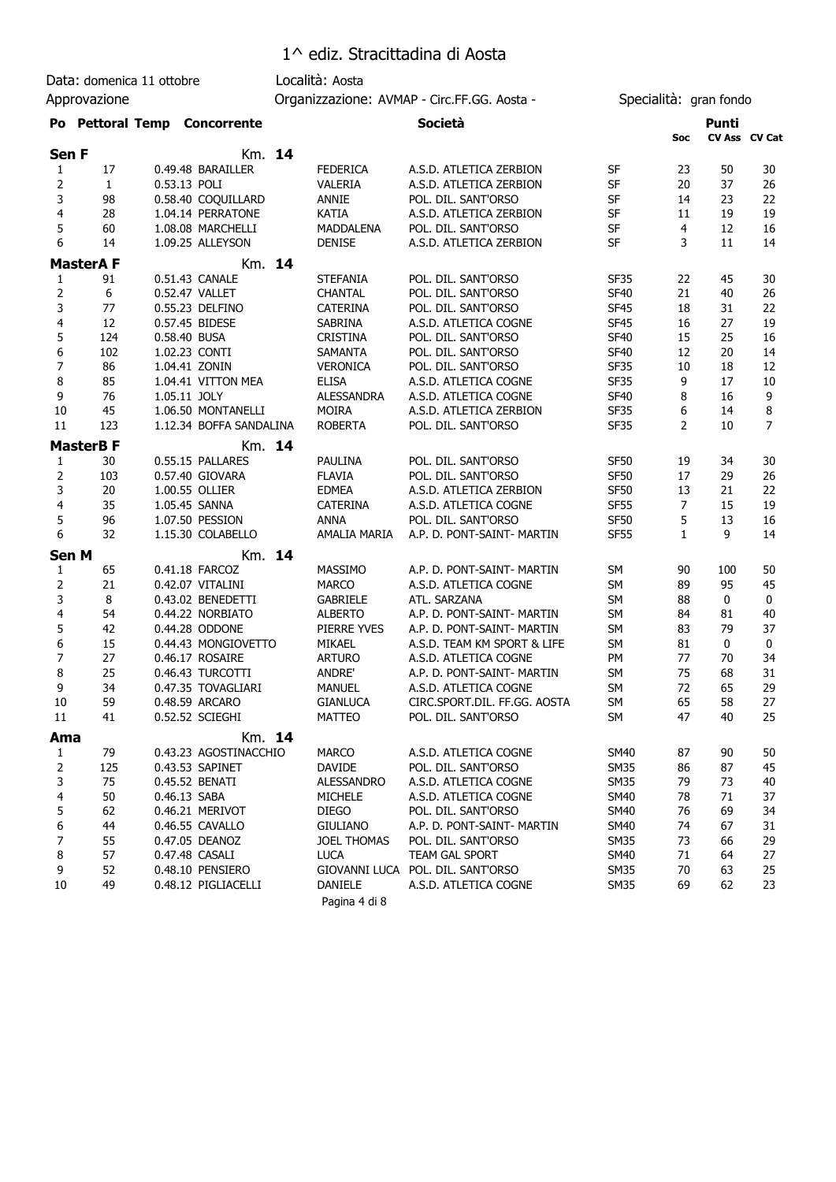# 1^ ediz. Stracittadina di Aosta

Data: domenica 11 ottobre | Località: Aosta

Approvazione | Organizzazione: AVMAP - Circ.FF.GG. Aosta - | Specialità: gran fondo

| Po | Pettoral | Temp | Concorrente | | Società | | Soc | Punti CV Ass | CV Cat |
|---|---|---|---|---|---|---|---|---|---|
| **Sen F** | | | **Km. 14** | | | | | | |
| 1 | 17 | 0.49.48 | BARAILLER | FEDERICA | A.S.D. ATLETICA ZERBION | SF | 23 | 50 | 30 |
| 2 | 1 | 0.53.13 | POLI | VALERIA | A.S.D. ATLETICA ZERBION | SF | 20 | 37 | 26 |
| 3 | 98 | 0.58.40 | COQUILLARD | ANNIE | POL. DIL. SANT'ORSO | SF | 14 | 23 | 22 |
| 4 | 28 | 1.04.14 | PERRATONE | KATIA | A.S.D. ATLETICA ZERBION | SF | 11 | 19 | 19 |
| 5 | 60 | 1.08.08 | MARCHELLI | MADDALENA | POL. DIL. SANT'ORSO | SF | 4 | 12 | 16 |
| 6 | 14 | 1.09.25 | ALLEYSON | DENISE | A.S.D. ATLETICA ZERBION | SF | 3 | 11 | 14 |
| **MasterA F** | | | **Km. 14** | | | | | | |
| 1 | 91 | 0.51.43 | CANALE | STEFANIA | POL. DIL. SANT'ORSO | SF35 | 22 | 45 | 30 |
| 2 | 6 | 0.52.47 | VALLET | CHANTAL | POL. DIL. SANT'ORSO | SF40 | 21 | 40 | 26 |
| 3 | 77 | 0.55.23 | DELFINO | CATERINA | POL. DIL. SANT'ORSO | SF45 | 18 | 31 | 22 |
| 4 | 12 | 0.57.45 | BIDESE | SABRINA | A.S.D. ATLETICA COGNE | SF45 | 16 | 27 | 19 |
| 5 | 124 | 0.58.40 | BUSA | CRISTINA | POL. DIL. SANT'ORSO | SF40 | 15 | 25 | 16 |
| 6 | 102 | 1.02.23 | CONTI | SAMANTA | POL. DIL. SANT'ORSO | SF40 | 12 | 20 | 14 |
| 7 | 86 | 1.04.41 | ZONIN | VERONICA | POL. DIL. SANT'ORSO | SF35 | 10 | 18 | 12 |
| 8 | 85 | 1.04.41 | VITTON MEA | ELISA | A.S.D. ATLETICA COGNE | SF35 | 9 | 17 | 10 |
| 9 | 76 | 1.05.11 | JOLY | ALESSANDRA | A.S.D. ATLETICA COGNE | SF40 | 8 | 16 | 9 |
| 10 | 45 | 1.06.50 | MONTANELLI | MOIRA | A.S.D. ATLETICA ZERBION | SF35 | 6 | 14 | 8 |
| 11 | 123 | 1.12.34 | BOFFA SANDALINA | ROBERTA | POL. DIL. SANT'ORSO | SF35 | 2 | 10 | 7 |
| **MasterB F** | | | **Km. 14** | | | | | | |
| 1 | 30 | 0.55.15 | PALLARES | PAULINA | POL. DIL. SANT'ORSO | SF50 | 19 | 34 | 30 |
| 2 | 103 | 0.57.40 | GIOVARA | FLAVIA | POL. DIL. SANT'ORSO | SF50 | 17 | 29 | 26 |
| 3 | 20 | 1.00.55 | OLLIER | EDMEA | A.S.D. ATLETICA ZERBION | SF50 | 13 | 21 | 22 |
| 4 | 35 | 1.05.45 | SANNA | CATERINA | A.S.D. ATLETICA COGNE | SF55 | 7 | 15 | 19 |
| 5 | 96 | 1.07.50 | PESSION | ANNA | POL. DIL. SANT'ORSO | SF50 | 5 | 13 | 16 |
| 6 | 32 | 1.15.30 | COLABELLO | AMALIA MARIA | A.P. D. PONT-SAINT- MARTIN | SF55 | 1 | 9 | 14 |
| **Sen M** | | | **Km. 14** | | | | | | |
| 1 | 65 | 0.41.18 | FARCOZ | MASSIMO | A.P. D. PONT-SAINT- MARTIN | SM | 90 | 100 | 50 |
| 2 | 21 | 0.42.07 | VITALINI | MARCO | A.S.D. ATLETICA COGNE | SM | 89 | 95 | 45 |
| 3 | 8 | 0.43.02 | BENEDETTI | GABRIELE | ATL. SARZANA | SM | 88 | 0 | 0 |
| 4 | 54 | 0.44.22 | NORBIATO | ALBERTO | A.P. D. PONT-SAINT- MARTIN | SM | 84 | 81 | 40 |
| 5 | 42 | 0.44.28 | ODDONE | PIERRE YVES | A.P. D. PONT-SAINT- MARTIN | SM | 83 | 79 | 37 |
| 6 | 15 | 0.44.43 | MONGIOVETTO | MIKAEL | A.S.D. TEAM KM SPORT & LIFE | SM | 81 | 0 | 0 |
| 7 | 27 | 0.46.17 | ROSAIRE | ARTURO | A.S.D. ATLETICA COGNE | PM | 77 | 70 | 34 |
| 8 | 25 | 0.46.43 | TURCOTTI | ANDRE' | A.P. D. PONT-SAINT- MARTIN | SM | 75 | 68 | 31 |
| 9 | 34 | 0.47.35 | TOVAGLIARI | MANUEL | A.S.D. ATLETICA COGNE | SM | 72 | 65 | 29 |
| 10 | 59 | 0.48.59 | ARCARO | GIANLUCA | CIRC.SPORT.DIL. FF.GG. AOSTA | SM | 65 | 58 | 27 |
| 11 | 41 | 0.52.52 | SCIEGHI | MATTEO | POL. DIL. SANT'ORSO | SM | 47 | 40 | 25 |
| **Ama** | | | **Km. 14** | | | | | | |
| 1 | 79 | 0.43.23 | AGOSTINACCHIO | MARCO | A.S.D. ATLETICA COGNE | SM40 | 87 | 90 | 50 |
| 2 | 125 | 0.43.53 | SAPINET | DAVIDE | POL. DIL. SANT'ORSO | SM35 | 86 | 87 | 45 |
| 3 | 75 | 0.45.52 | BENATI | ALESSANDRO | A.S.D. ATLETICA COGNE | SM35 | 79 | 73 | 40 |
| 4 | 50 | 0.46.13 | SABA | MICHELE | A.S.D. ATLETICA COGNE | SM40 | 78 | 71 | 37 |
| 5 | 62 | 0.46.21 | MERIVOT | DIEGO | POL. DIL. SANT'ORSO | SM40 | 76 | 69 | 34 |
| 6 | 44 | 0.46.55 | CAVALLO | GIULIANO | A.P. D. PONT-SAINT- MARTIN | SM40 | 74 | 67 | 31 |
| 7 | 55 | 0.47.05 | DEANOZ | JOEL THOMAS | POL. DIL. SANT'ORSO | SM35 | 73 | 66 | 29 |
| 8 | 57 | 0.47.48 | CASALI | LUCA | TEAM GAL SPORT | SM40 | 71 | 64 | 27 |
| 9 | 52 | 0.48.10 | PENSIERO | GIOVANNI LUCA | POL. DIL. SANT'ORSO | SM35 | 70 | 63 | 25 |
| 10 | 49 | 0.48.12 | PIGLIACELLI | DANIELE | A.S.D. ATLETICA COGNE | SM35 | 69 | 62 | 23 |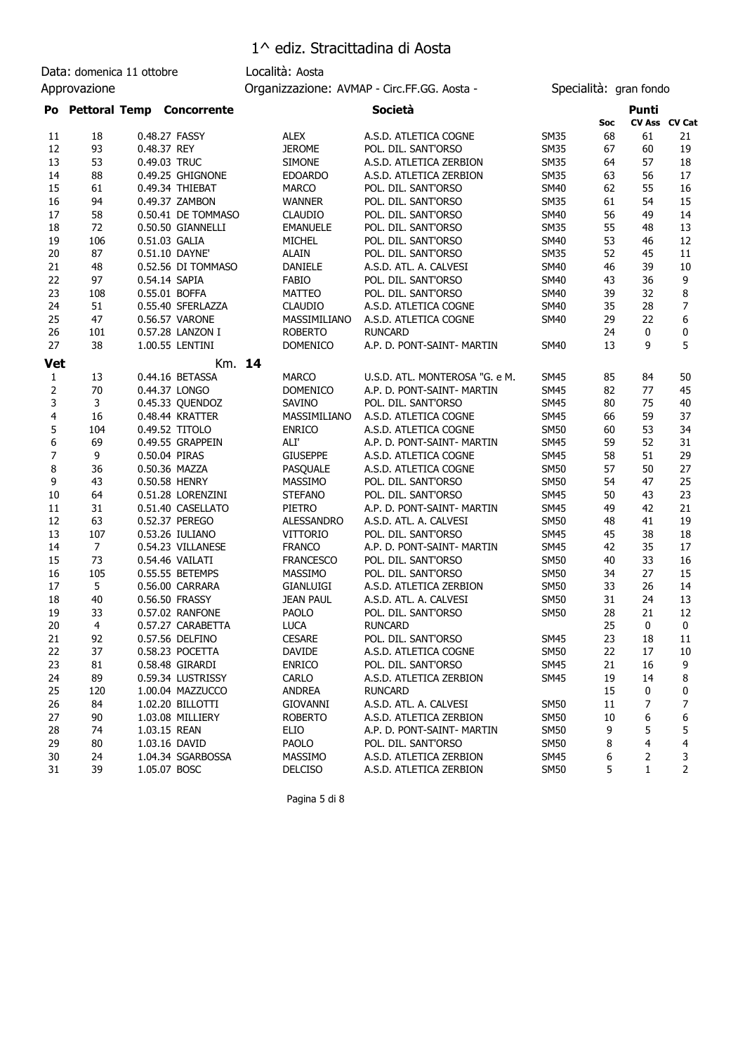# 1^ ediz. Stracittadina di Aosta

Data: domenica 11 ottobre — Località: Aosta

Approvazione — Organizzazione: AVMAP - Circ.FF.GG. Aosta - — Specialità: gran fondo

| Po | Pettoral | Temp | Concorrente | | Società | | Punti Soc | CV Ass | CV Cat |
|---|---|---|---|---|---|---|---|---|---|
| 11 | 18 | 0.48.27 | FASSY | ALEX | A.S.D. ATLETICA COGNE | SM35 | 68 | 61 | 21 |
| 12 | 93 | 0.48.37 | REY | JEROME | POL. DIL. SANT'ORSO | SM35 | 67 | 60 | 19 |
| 13 | 53 | 0.49.03 | TRUC | SIMONE | A.S.D. ATLETICA ZERBION | SM35 | 64 | 57 | 18 |
| 14 | 88 | 0.49.25 | GHIGNONE | EDOARDO | A.S.D. ATLETICA ZERBION | SM35 | 63 | 56 | 17 |
| 15 | 61 | 0.49.34 | THIEBAT | MARCO | POL. DIL. SANT'ORSO | SM40 | 62 | 55 | 16 |
| 16 | 94 | 0.49.37 | ZAMBON | WANNER | POL. DIL. SANT'ORSO | SM35 | 61 | 54 | 15 |
| 17 | 58 | 0.50.41 | DE TOMMASO | CLAUDIO | POL. DIL. SANT'ORSO | SM40 | 56 | 49 | 14 |
| 18 | 72 | 0.50.50 | GIANNELLI | EMANUELE | POL. DIL. SANT'ORSO | SM35 | 55 | 48 | 13 |
| 19 | 106 | 0.51.03 | GALIA | MICHEL | POL. DIL. SANT'ORSO | SM40 | 53 | 46 | 12 |
| 20 | 87 | 0.51.10 | DAYNE' | ALAIN | POL. DIL. SANT'ORSO | SM35 | 52 | 45 | 11 |
| 21 | 48 | 0.52.56 | DI TOMMASO | DANIELE | A.S.D. ATL. A. CALVESI | SM40 | 46 | 39 | 10 |
| 22 | 97 | 0.54.14 | SAPIA | FABIO | POL. DIL. SANT'ORSO | SM40 | 43 | 36 | 9 |
| 23 | 108 | 0.55.01 | BOFFA | MATTEO | POL. DIL. SANT'ORSO | SM40 | 39 | 32 | 8 |
| 24 | 51 | 0.55.40 | SFERLAZZA | CLAUDIO | A.S.D. ATLETICA COGNE | SM40 | 35 | 28 | 7 |
| 25 | 47 | 0.56.57 | VARONE | MASSIMILIANO | A.S.D. ATLETICA COGNE | SM40 | 29 | 22 | 6 |
| 26 | 101 | 0.57.28 | LANZON I | ROBERTO | RUNCARD | | 24 | 0 | 0 |
| 27 | 38 | 1.00.55 | LENTINI | DOMENICO | A.P. D. PONT-SAINT- MARTIN | SM40 | 13 | 9 | 5 |

## Vet — Km. 14

| Po | Pettoral | Temp | Concorrente | | Società | | Punti Soc | CV Ass | CV Cat |
|---|---|---|---|---|---|---|---|---|---|
| 1 | 13 | 0.44.16 | BETASSA | MARCO | U.S.D. ATL. MONTEROSA "G. e M. | SM45 | 85 | 84 | 50 |
| 2 | 70 | 0.44.37 | LONGO | DOMENICO | A.P. D. PONT-SAINT- MARTIN | SM45 | 82 | 77 | 45 |
| 3 | 3 | 0.45.33 | QUENDOZ | SAVINO | POL. DIL. SANT'ORSO | SM45 | 80 | 75 | 40 |
| 4 | 16 | 0.48.44 | KRATTER | MASSIMILIANO | A.S.D. ATLETICA COGNE | SM45 | 66 | 59 | 37 |
| 5 | 104 | 0.49.52 | TITOLO | ENRICO | A.S.D. ATLETICA COGNE | SM50 | 60 | 53 | 34 |
| 6 | 69 | 0.49.55 | GRAPPEIN | ALI' | A.P. D. PONT-SAINT- MARTIN | SM45 | 59 | 52 | 31 |
| 7 | 9 | 0.50.04 | PIRAS | GIUSEPPE | A.S.D. ATLETICA COGNE | SM45 | 58 | 51 | 29 |
| 8 | 36 | 0.50.36 | MAZZA | PASQUALE | A.S.D. ATLETICA COGNE | SM50 | 57 | 50 | 27 |
| 9 | 43 | 0.50.58 | HENRY | MASSIMO | POL. DIL. SANT'ORSO | SM50 | 54 | 47 | 25 |
| 10 | 64 | 0.51.28 | LORENZINI | STEFANO | POL. DIL. SANT'ORSO | SM45 | 50 | 43 | 23 |
| 11 | 31 | 0.51.40 | CASELLATO | PIETRO | A.P. D. PONT-SAINT- MARTIN | SM45 | 49 | 42 | 21 |
| 12 | 63 | 0.52.37 | PEREGO | ALESSANDRO | A.S.D. ATL. A. CALVESI | SM50 | 48 | 41 | 19 |
| 13 | 107 | 0.53.26 | IULIANO | VITTORIO | POL. DIL. SANT'ORSO | SM45 | 45 | 38 | 18 |
| 14 | 7 | 0.54.23 | VILLANESE | FRANCO | A.P. D. PONT-SAINT- MARTIN | SM45 | 42 | 35 | 17 |
| 15 | 73 | 0.54.46 | VAILATI | FRANCESCO | POL. DIL. SANT'ORSO | SM50 | 40 | 33 | 16 |
| 16 | 105 | 0.55.55 | BETEMPS | MASSIMO | POL. DIL. SANT'ORSO | SM50 | 34 | 27 | 15 |
| 17 | 5 | 0.56.00 | CARRARA | GIANLUIGI | A.S.D. ATLETICA ZERBION | SM50 | 33 | 26 | 14 |
| 18 | 40 | 0.56.50 | FRASSY | JEAN PAUL | A.S.D. ATL. A. CALVESI | SM50 | 31 | 24 | 13 |
| 19 | 33 | 0.57.02 | RANFONE | PAOLO | POL. DIL. SANT'ORSO | SM50 | 28 | 21 | 12 |
| 20 | 4 | 0.57.27 | CARABETTA | LUCA | RUNCARD | | 25 | 0 | 0 |
| 21 | 92 | 0.57.56 | DELFINO | CESARE | POL. DIL. SANT'ORSO | SM45 | 23 | 18 | 11 |
| 22 | 37 | 0.58.23 | POCETTA | DAVIDE | A.S.D. ATLETICA COGNE | SM50 | 22 | 17 | 10 |
| 23 | 81 | 0.58.48 | GIRARDI | ENRICO | POL. DIL. SANT'ORSO | SM45 | 21 | 16 | 9 |
| 24 | 89 | 0.59.34 | LUSTRISSY | CARLO | A.S.D. ATLETICA ZERBION | SM45 | 19 | 14 | 8 |
| 25 | 120 | 1.00.04 | MAZZUCCO | ANDREA | RUNCARD | | 15 | 0 | 0 |
| 26 | 84 | 1.02.20 | BILLOTTI | GIOVANNI | A.S.D. ATL. A. CALVESI | SM50 | 11 | 7 | 7 |
| 27 | 90 | 1.03.08 | MILLIERY | ROBERTO | A.S.D. ATLETICA ZERBION | SM50 | 10 | 6 | 6 |
| 28 | 74 | 1.03.15 | REAN | ELIO | A.P. D. PONT-SAINT- MARTIN | SM50 | 9 | 5 | 5 |
| 29 | 80 | 1.03.16 | DAVID | PAOLO | POL. DIL. SANT'ORSO | SM50 | 8 | 4 | 4 |
| 30 | 24 | 1.04.34 | SGARBOSSA | MASSIMO | A.S.D. ATLETICA ZERBION | SM45 | 6 | 2 | 3 |
| 31 | 39 | 1.05.07 | BOSC | DELCISO | A.S.D. ATLETICA ZERBION | SM50 | 5 | 1 | 2 |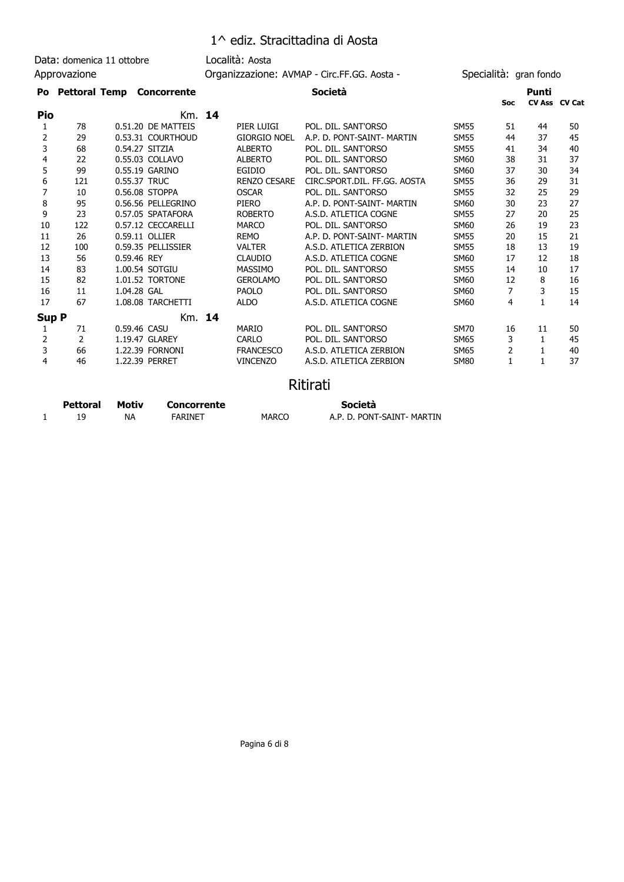# 1^ ediz. Stracittadina di Aosta

Data: domenica 11 ottobre | Località: Aosta

Approvazione | Organizzazione: AVMAP - Circ.FF.GG. Aosta - | Specialità: gran fondo

| Po | Pettoral | Temp | Concorrente | | Società | | Punti Soc | CV Ass | CV Cat |
|---|---|---|---|---|---|---|---|---|---|
| **Pio** | | | Km. **14** | | | | | | |
| 1 | 78 | 0.51.20 | DE MATTEIS | PIER LUIGI | POL. DIL. SANT'ORSO | SM55 | 51 | 44 | 50 |
| 2 | 29 | 0.53.31 | COURTHOUD | GIORGIO NOEL | A.P. D. PONT-SAINT- MARTIN | SM55 | 44 | 37 | 45 |
| 3 | 68 | 0.54.27 | SITZIA | ALBERTO | POL. DIL. SANT'ORSO | SM55 | 41 | 34 | 40 |
| 4 | 22 | 0.55.03 | COLLAVO | ALBERTO | POL. DIL. SANT'ORSO | SM60 | 38 | 31 | 37 |
| 5 | 99 | 0.55.19 | GARINO | EGIDIO | POL. DIL. SANT'ORSO | SM60 | 37 | 30 | 34 |
| 6 | 121 | 0.55.37 | TRUC | RENZO CESARE | CIRC.SPORT.DIL. FF.GG. AOSTA | SM55 | 36 | 29 | 31 |
| 7 | 10 | 0.56.08 | STOPPA | OSCAR | POL. DIL. SANT'ORSO | SM55 | 32 | 25 | 29 |
| 8 | 95 | 0.56.56 | PELLEGRINO | PIERO | A.P. D. PONT-SAINT- MARTIN | SM60 | 30 | 23 | 27 |
| 9 | 23 | 0.57.05 | SPATAFORA | ROBERTO | A.S.D. ATLETICA COGNE | SM55 | 27 | 20 | 25 |
| 10 | 122 | 0.57.12 | CECCARELLI | MARCO | POL. DIL. SANT'ORSO | SM60 | 26 | 19 | 23 |
| 11 | 26 | 0.59.11 | OLLIER | REMO | A.P. D. PONT-SAINT- MARTIN | SM55 | 20 | 15 | 21 |
| 12 | 100 | 0.59.35 | PELLISSIER | VALTER | A.S.D. ATLETICA ZERBION | SM55 | 18 | 13 | 19 |
| 13 | 56 | 0.59.46 | REY | CLAUDIO | A.S.D. ATLETICA COGNE | SM60 | 17 | 12 | 18 |
| 14 | 83 | 1.00.54 | SOTGIU | MASSIMO | POL. DIL. SANT'ORSO | SM55 | 14 | 10 | 17 |
| 15 | 82 | 1.01.52 | TORTONE | GEROLAMO | POL. DIL. SANT'ORSO | SM60 | 12 | 8 | 16 |
| 16 | 11 | 1.04.28 | GAL | PAOLO | POL. DIL. SANT'ORSO | SM60 | 7 | 3 | 15 |
| 17 | 67 | 1.08.08 | TARCHETTI | ALDO | A.S.D. ATLETICA COGNE | SM60 | 4 | 1 | 14 |
| **Sup P** | | | Km. **14** | | | | | | |
| 1 | 71 | 0.59.46 | CASU | MARIO | POL. DIL. SANT'ORSO | SM70 | 16 | 11 | 50 |
| 2 | 2 | 1.19.47 | GLAREY | CARLO | POL. DIL. SANT'ORSO | SM65 | 3 | 1 | 45 |
| 3 | 66 | 1.22.39 | FORNONI | FRANCESCO | A.S.D. ATLETICA ZERBION | SM65 | 2 | 1 | 40 |
| 4 | 46 | 1.22.39 | PERRET | VINCENZO | A.S.D. ATLETICA ZERBION | SM80 | 1 | 1 | 37 |

## Ritirati

| | Pettoral | Motiv | Concorrente | | Società |
|---|---|---|---|---|---|
| 1 | 19 | NA | FARINET | MARCO | A.P. D. PONT-SAINT- MARTIN |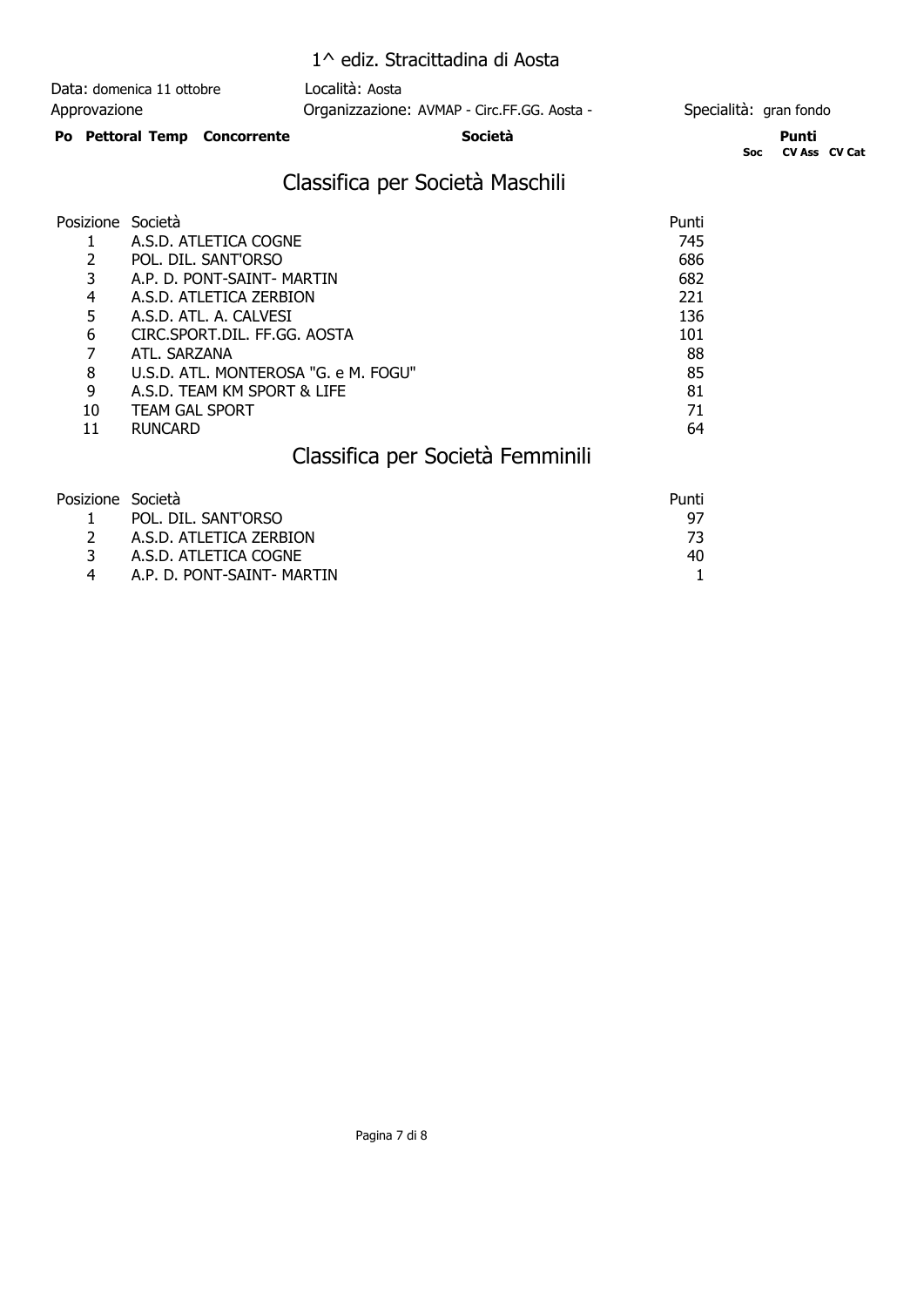1^ ediz. Stracittadina di Aosta

Data: domenica 11 ottobre | Località: Aosta
Approvazione | Organizzazione: AVMAP - Circ.FF.GG. Aosta - | Specialità: gran fondo

**Po Pettoral Temp Concorrente** | **Società** | **Punti** (Soc, CV Ass, CV Cat)

## Classifica per Società Maschili

| Posizione | Società | Punti |
|---|---|---|
| 1 | A.S.D. ATLETICA COGNE | 745 |
| 2 | POL. DIL. SANT'ORSO | 686 |
| 3 | A.P. D. PONT-SAINT- MARTIN | 682 |
| 4 | A.S.D. ATLETICA ZERBION | 221 |
| 5 | A.S.D. ATL. A. CALVESI | 136 |
| 6 | CIRC.SPORT.DIL. FF.GG. AOSTA | 101 |
| 7 | ATL. SARZANA | 88 |
| 8 | U.S.D. ATL. MONTEROSA "G. e M. FOGU" | 85 |
| 9 | A.S.D. TEAM KM SPORT & LIFE | 81 |
| 10 | TEAM GAL SPORT | 71 |
| 11 | RUNCARD | 64 |

## Classifica per Società Femminili

| Posizione | Società | Punti |
|---|---|---|
| 1 | POL. DIL. SANT'ORSO | 97 |
| 2 | A.S.D. ATLETICA ZERBION | 73 |
| 3 | A.S.D. ATLETICA COGNE | 40 |
| 4 | A.P. D. PONT-SAINT- MARTIN | 1 |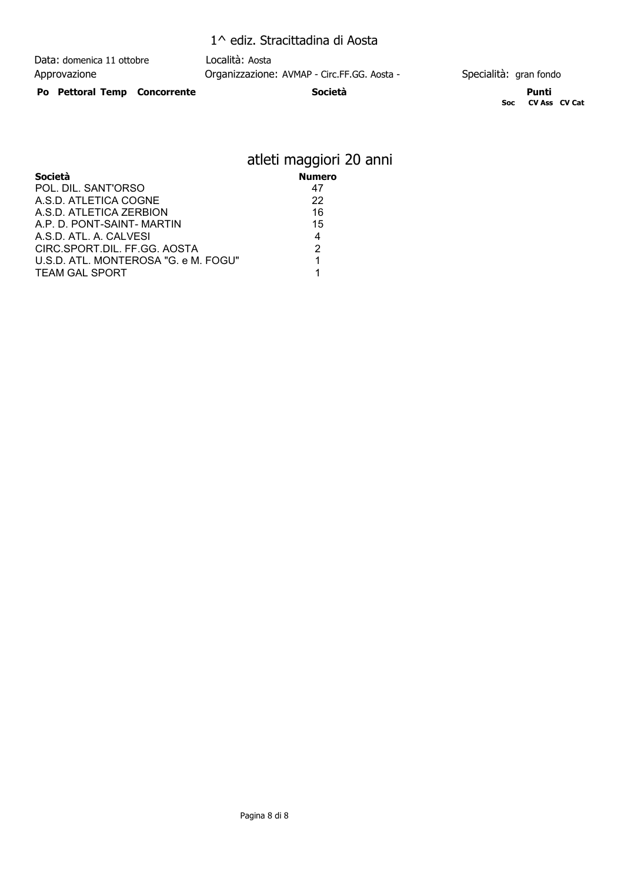## atleti maggiori 20 anni

| Società | Numero |
| --- | --- |
| POL. DIL. SANT'ORSO | 47 |
| A.S.D. ATLETICA COGNE | 22 |
| A.S.D. ATLETICA ZERBION | 16 |
| A.P. D. PONT-SAINT- MARTIN | 15 |
| A.S.D. ATL. A. CALVESI | 4 |
| CIRC.SPORT.DIL. FF.GG. AOSTA | 2 |
| U.S.D. ATL. MONTEROSA "G. e M. FOGU" | 1 |
| TEAM GAL SPORT | 1 |